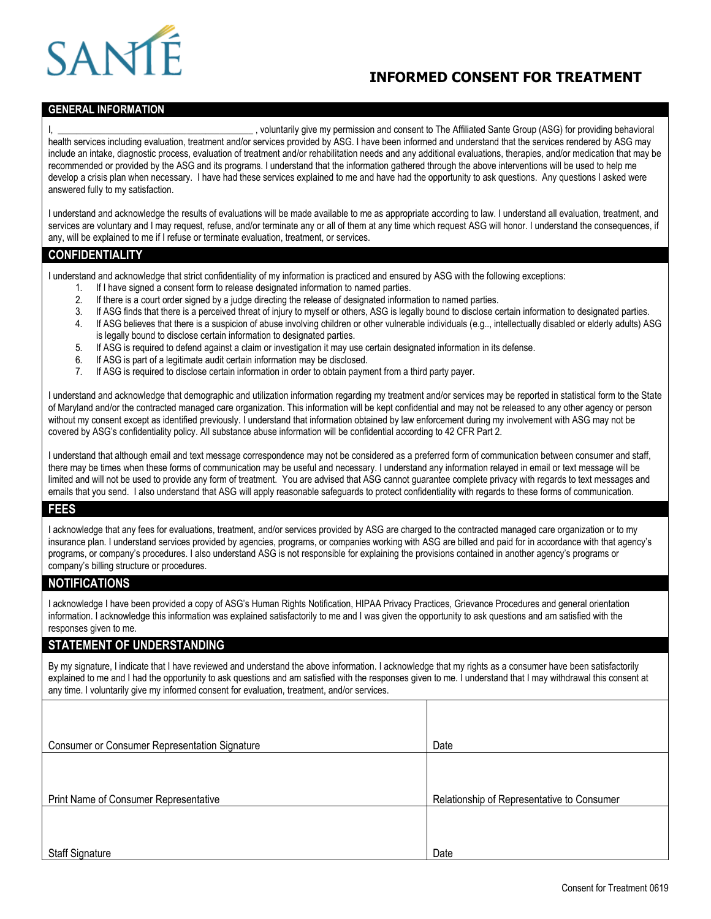SANTÉ

# INFORMED CONSENT FOR TREATMENT

## GENERAL INFORMATION

I, ________________________________________ , voluntarily give my permission and consent to The Affiliated Sante Group (ASG) for providing behavioral health services including evaluation, treatment and/or services provided by ASG. I have been informed and understand that the services rendered by ASG may include an intake, diagnostic process, evaluation of treatment and/or rehabilitation needs and any additional evaluations, therapies, and/or medication that may be recommended or provided by the ASG and its programs. I understand that the information gathered through the above interventions will be used to help me develop a crisis plan when necessary. I have had these services explained to me and have had the opportunity to ask questions. Any questions I asked were answered fully to my satisfaction.

I understand and acknowledge the results of evaluations will be made available to me as appropriate according to law. I understand all evaluation, treatment, and services are voluntary and I may request, refuse, and/or terminate any or all of them at any time which request ASG will honor. I understand the consequences, if any, will be explained to me if I refuse or terminate evaluation, treatment, or services.

## CONFIDENTIALITY

I understand and acknowledge that strict confidentiality of my information is practiced and ensured by ASG with the following exceptions:

1. If I have signed a consent form to release designated information to named parties.
2. If there is a court order signed by a judge directing the release of designated information to named parties.
3. If ASG finds that there is a perceived threat of injury to myself or others, ASG is legally bound to disclose certain information to designated parties.
4. If ASG believes that there is a suspicion of abuse involving children or other vulnerable individuals (e.g.., intellectually disabled or elderly adults) ASG is legally bound to disclose certain information to designated parties.
5. If ASG is required to defend against a claim or investigation it may use certain designated information in its defense.
6. If ASG is part of a legitimate audit certain information may be disclosed.
7. If ASG is required to disclose certain information in order to obtain payment from a third party payer.

I understand and acknowledge that demographic and utilization information regarding my treatment and/or services may be reported in statistical form to the State of Maryland and/or the contracted managed care organization. This information will be kept confidential and may not be released to any other agency or person without my consent except as identified previously. I understand that information obtained by law enforcement during my involvement with ASG may not be covered by ASG's confidentiality policy. All substance abuse information will be confidential according to 42 CFR Part 2.

I understand that although email and text message correspondence may not be considered as a preferred form of communication between consumer and staff, there may be times when these forms of communication may be useful and necessary. I understand any information relayed in email or text message will be limited and will not be used to provide any form of treatment. You are advised that ASG cannot guarantee complete privacy with regards to text messages and emails that you send. I also understand that ASG will apply reasonable safeguards to protect confidentiality with regards to these forms of communication.

## FEES

I acknowledge that any fees for evaluations, treatment, and/or services provided by ASG are charged to the contracted managed care organization or to my insurance plan. I understand services provided by agencies, programs, or companies working with ASG are billed and paid for in accordance with that agency's programs, or company's procedures. I also understand ASG is not responsible for explaining the provisions contained in another agency's programs or company's billing structure or procedures.

## NOTIFICATIONS

I acknowledge I have been provided a copy of ASG's Human Rights Notification, HIPAA Privacy Practices, Grievance Procedures and general orientation information. I acknowledge this information was explained satisfactorily to me and I was given the opportunity to ask questions and am satisfied with the responses given to me.

## STATEMENT OF UNDERSTANDING

By my signature, I indicate that I have reviewed and understand the above information. I acknowledge that my rights as a consumer have been satisfactorily explained to me and I had the opportunity to ask questions and am satisfied with the responses given to me. I understand that I may withdrawal this consent at any time. I voluntarily give my informed consent for evaluation, treatment, and/or services.

| | |
|---|---|
| Consumer or Consumer Representation Signature | Date |
| Print Name of Consumer Representative | Relationship of Representative to Consumer |
| Staff Signature | Date |

Consent for Treatment 0619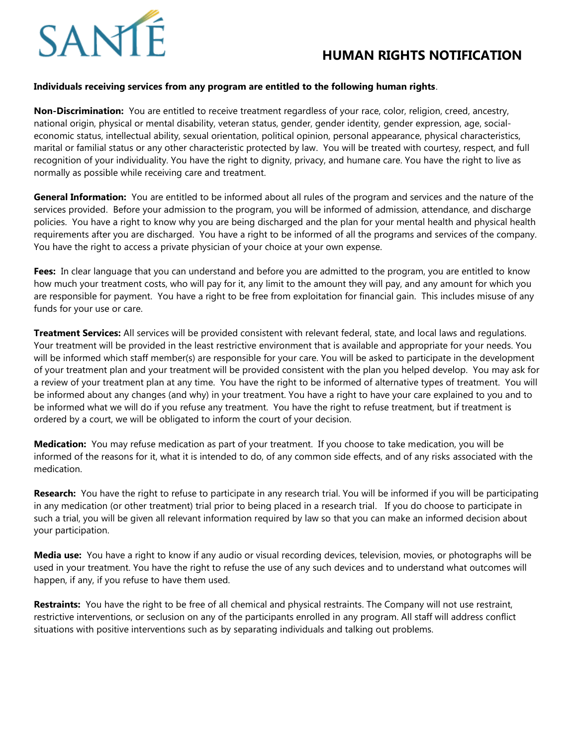SANTÉ

# HUMAN RIGHTS NOTIFICATION

**Individuals receiving services from any program are entitled to the following human rights**.

**Non-Discrimination:** You are entitled to receive treatment regardless of your race, color, religion, creed, ancestry, national origin, physical or mental disability, veteran status, gender, gender identity, gender expression, age, social-economic status, intellectual ability, sexual orientation, political opinion, personal appearance, physical characteristics, marital or familial status or any other characteristic protected by law. You will be treated with courtesy, respect, and full recognition of your individuality. You have the right to dignity, privacy, and humane care. You have the right to live as normally as possible while receiving care and treatment.

**General Information:** You are entitled to be informed about all rules of the program and services and the nature of the services provided. Before your admission to the program, you will be informed of admission, attendance, and discharge policies. You have a right to know why you are being discharged and the plan for your mental health and physical health requirements after you are discharged. You have a right to be informed of all the programs and services of the company. You have the right to access a private physician of your choice at your own expense.

**Fees:** In clear language that you can understand and before you are admitted to the program, you are entitled to know how much your treatment costs, who will pay for it, any limit to the amount they will pay, and any amount for which you are responsible for payment. You have a right to be free from exploitation for financial gain. This includes misuse of any funds for your use or care.

**Treatment Services:** All services will be provided consistent with relevant federal, state, and local laws and regulations. Your treatment will be provided in the least restrictive environment that is available and appropriate for your needs. You will be informed which staff member(s) are responsible for your care. You will be asked to participate in the development of your treatment plan and your treatment will be provided consistent with the plan you helped develop. You may ask for a review of your treatment plan at any time. You have the right to be informed of alternative types of treatment. You will be informed about any changes (and why) in your treatment. You have a right to have your care explained to you and to be informed what we will do if you refuse any treatment. You have the right to refuse treatment, but if treatment is ordered by a court, we will be obligated to inform the court of your decision.

**Medication:** You may refuse medication as part of your treatment. If you choose to take medication, you will be informed of the reasons for it, what it is intended to do, of any common side effects, and of any risks associated with the medication.

**Research:** You have the right to refuse to participate in any research trial. You will be informed if you will be participating in any medication (or other treatment) trial prior to being placed in a research trial. If you do choose to participate in such a trial, you will be given all relevant information required by law so that you can make an informed decision about your participation.

**Media use:** You have a right to know if any audio or visual recording devices, television, movies, or photographs will be used in your treatment. You have the right to refuse the use of any such devices and to understand what outcomes will happen, if any, if you refuse to have them used.

**Restraints:** You have the right to be free of all chemical and physical restraints. The Company will not use restraint, restrictive interventions, or seclusion on any of the participants enrolled in any program. All staff will address conflict situations with positive interventions such as by separating individuals and talking out problems.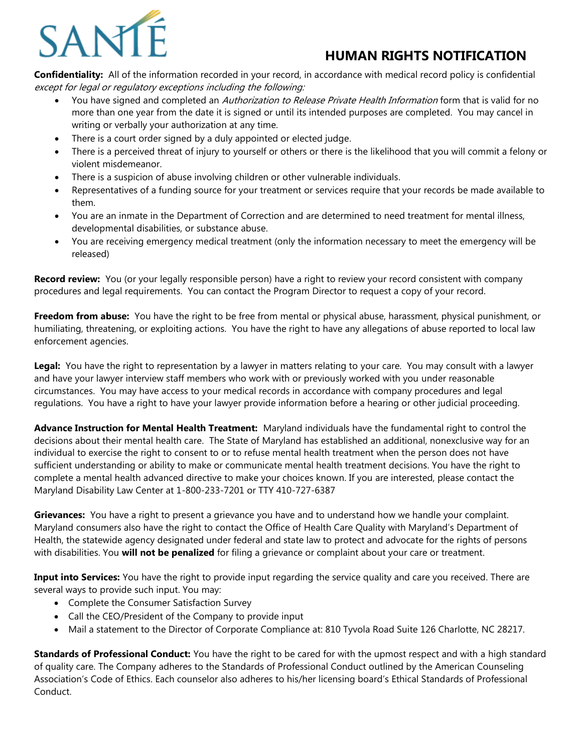SANTÉ

# HUMAN RIGHTS NOTIFICATION

**Confidentiality:** All of the information recorded in your record, in accordance with medical record policy is confidential *except for legal or regulatory exceptions including the following:*

- You have signed and completed an *Authorization to Release Private Health Information* form that is valid for no more than one year from the date it is signed or until its intended purposes are completed. You may cancel in writing or verbally your authorization at any time.
- There is a court order signed by a duly appointed or elected judge.
- There is a perceived threat of injury to yourself or others or there is the likelihood that you will commit a felony or violent misdemeanor.
- There is a suspicion of abuse involving children or other vulnerable individuals.
- Representatives of a funding source for your treatment or services require that your records be made available to them.
- You are an inmate in the Department of Correction and are determined to need treatment for mental illness, developmental disabilities, or substance abuse.
- You are receiving emergency medical treatment (only the information necessary to meet the emergency will be released)

**Record review:** You (or your legally responsible person) have a right to review your record consistent with company procedures and legal requirements. You can contact the Program Director to request a copy of your record.

**Freedom from abuse:** You have the right to be free from mental or physical abuse, harassment, physical punishment, or humiliating, threatening, or exploiting actions. You have the right to have any allegations of abuse reported to local law enforcement agencies.

**Legal:** You have the right to representation by a lawyer in matters relating to your care. You may consult with a lawyer and have your lawyer interview staff members who work with or previously worked with you under reasonable circumstances. You may have access to your medical records in accordance with company procedures and legal regulations. You have a right to have your lawyer provide information before a hearing or other judicial proceeding.

**Advance Instruction for Mental Health Treatment:** Maryland individuals have the fundamental right to control the decisions about their mental health care. The State of Maryland has established an additional, nonexclusive way for an individual to exercise the right to consent to or to refuse mental health treatment when the person does not have sufficient understanding or ability to make or communicate mental health treatment decisions. You have the right to complete a mental health advanced directive to make your choices known. If you are interested, please contact the Maryland Disability Law Center at 1-800-233-7201 or TTY 410-727-6387

**Grievances:** You have a right to present a grievance you have and to understand how we handle your complaint. Maryland consumers also have the right to contact the Office of Health Care Quality with Maryland's Department of Health, the statewide agency designated under federal and state law to protect and advocate for the rights of persons with disabilities. You **will not be penalized** for filing a grievance or complaint about your care or treatment.

**Input into Services:** You have the right to provide input regarding the service quality and care you received. There are several ways to provide such input. You may:

- Complete the Consumer Satisfaction Survey
- Call the CEO/President of the Company to provide input
- Mail a statement to the Director of Corporate Compliance at: 810 Tyvola Road Suite 126 Charlotte, NC 28217.

**Standards of Professional Conduct:** You have the right to be cared for with the upmost respect and with a high standard of quality care. The Company adheres to the Standards of Professional Conduct outlined by the American Counseling Association's Code of Ethics. Each counselor also adheres to his/her licensing board's Ethical Standards of Professional Conduct.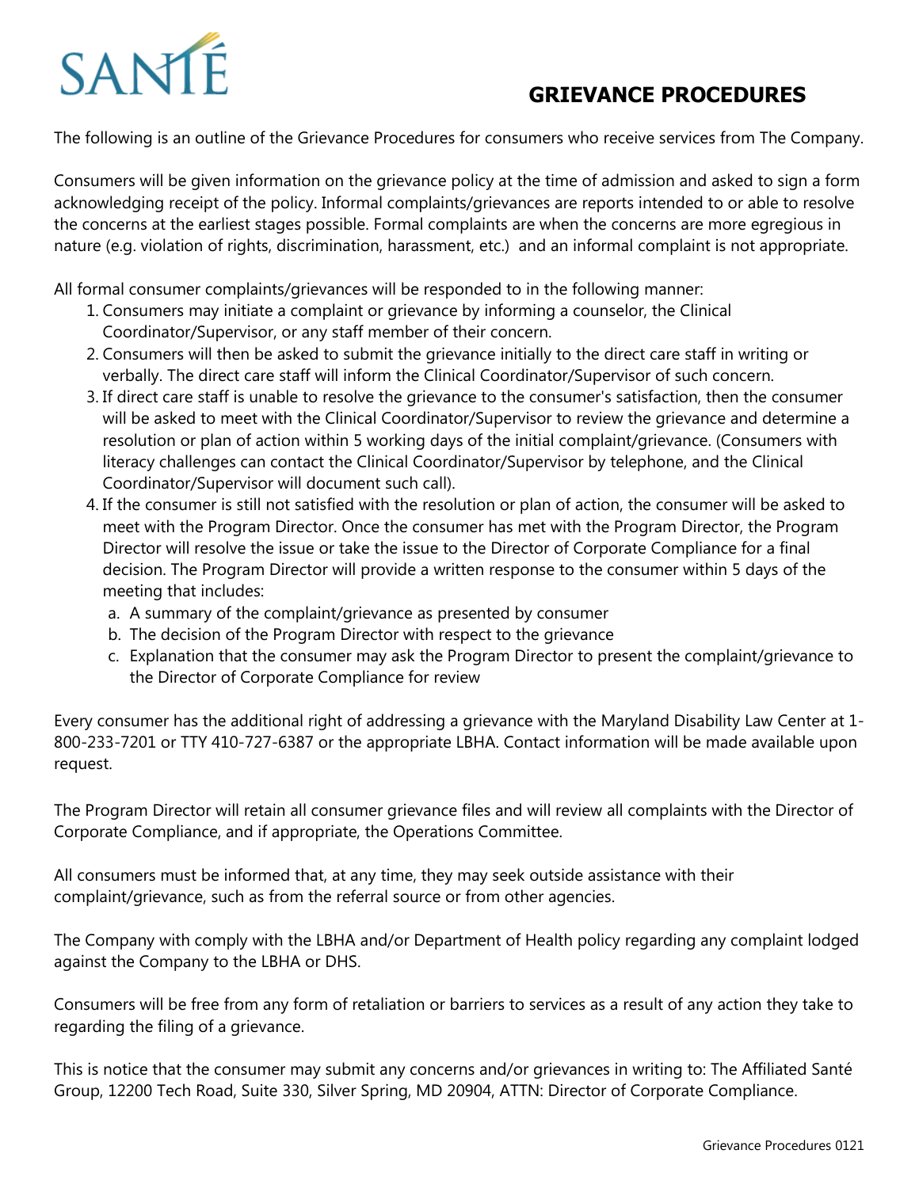SANTÉ

# GRIEVANCE PROCEDURES

The following is an outline of the Grievance Procedures for consumers who receive services from The Company.

Consumers will be given information on the grievance policy at the time of admission and asked to sign a form acknowledging receipt of the policy. Informal complaints/grievances are reports intended to or able to resolve the concerns at the earliest stages possible. Formal complaints are when the concerns are more egregious in nature (e.g. violation of rights, discrimination, harassment, etc.) and an informal complaint is not appropriate.

All formal consumer complaints/grievances will be responded to in the following manner:

1. Consumers may initiate a complaint or grievance by informing a counselor, the Clinical Coordinator/Supervisor, or any staff member of their concern.
2. Consumers will then be asked to submit the grievance initially to the direct care staff in writing or verbally. The direct care staff will inform the Clinical Coordinator/Supervisor of such concern.
3. If direct care staff is unable to resolve the grievance to the consumer's satisfaction, then the consumer will be asked to meet with the Clinical Coordinator/Supervisor to review the grievance and determine a resolution or plan of action within 5 working days of the initial complaint/grievance. (Consumers with literacy challenges can contact the Clinical Coordinator/Supervisor by telephone, and the Clinical Coordinator/Supervisor will document such call).
4. If the consumer is still not satisfied with the resolution or plan of action, the consumer will be asked to meet with the Program Director. Once the consumer has met with the Program Director, the Program Director will resolve the issue or take the issue to the Director of Corporate Compliance for a final decision. The Program Director will provide a written response to the consumer within 5 days of the meeting that includes:
   a. A summary of the complaint/grievance as presented by consumer
   b. The decision of the Program Director with respect to the grievance
   c. Explanation that the consumer may ask the Program Director to present the complaint/grievance to the Director of Corporate Compliance for review

Every consumer has the additional right of addressing a grievance with the Maryland Disability Law Center at 1-800-233-7201 or TTY 410-727-6387 or the appropriate LBHA. Contact information will be made available upon request.

The Program Director will retain all consumer grievance files and will review all complaints with the Director of Corporate Compliance, and if appropriate, the Operations Committee.

All consumers must be informed that, at any time, they may seek outside assistance with their complaint/grievance, such as from the referral source or from other agencies.

The Company with comply with the LBHA and/or Department of Health policy regarding any complaint lodged against the Company to the LBHA or DHS.

Consumers will be free from any form of retaliation or barriers to services as a result of any action they take to regarding the filing of a grievance.

This is notice that the consumer may submit any concerns and/or grievances in writing to: The Affiliated Santé Group, 12200 Tech Road, Suite 330, Silver Spring, MD 20904, ATTN: Director of Corporate Compliance.

Grievance Procedures 0121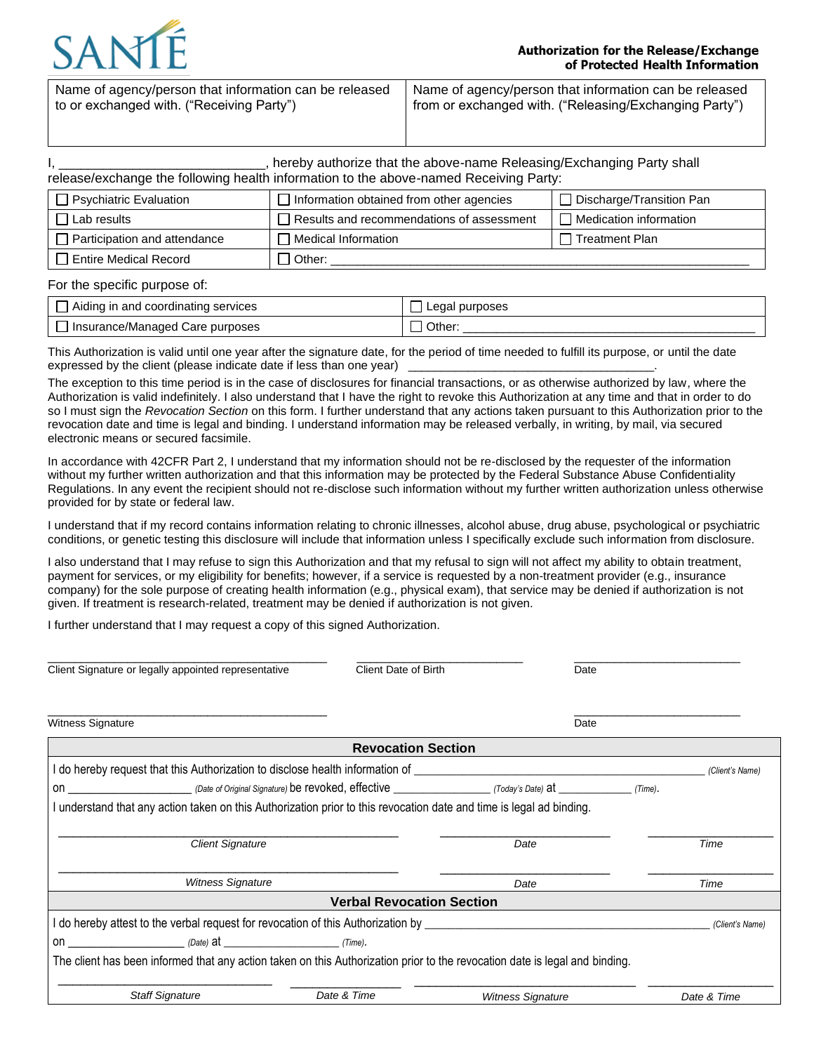SANTÉ

## Authorization for the Release/Exchange of Protected Health Information

| Name of agency/person that information can be released to or exchanged with. ("Receiving Party") | Name of agency/person that information can be released from or exchanged with. ("Releasing/Exchanging Party") |
|---|---|
| | |

I, ____________________________, hereby authorize that the above-name Releasing/Exchanging Party shall release/exchange the following health information to the above-named Receiving Party:

| | | |
|---|---|---|
| ☐ Psychiatric Evaluation | ☐ Information obtained from other agencies | ☐ Discharge/Transition Pan |
| ☐ Lab results | ☐ Results and recommendations of assessment | ☐ Medication information |
| ☐ Participation and attendance | ☐ Medical Information | ☐ Treatment Plan |
| ☐ Entire Medical Record | ☐ Other: ____________________________________________ | |

For the specific purpose of:

| | |
|---|---|
| ☐ Aiding in and coordinating services | ☐ Legal purposes |
| ☐ Insurance/Managed Care purposes | ☐ Other: ____________________________________ |

This Authorization is valid until one year after the signature date, for the period of time needed to fulfill its purpose, or until the date expressed by the client (please indicate date if less than one year) ____________________________________.

The exception to this time period is in the case of disclosures for financial transactions, or as otherwise authorized by law, where the Authorization is valid indefinitely. I also understand that I have the right to revoke this Authorization at any time and that in order to do so I must sign the *Revocation Section* on this form. I further understand that any actions taken pursuant to this Authorization prior to the revocation date and time is legal and binding. I understand information may be released verbally, in writing, by mail, via secured electronic means or secured facsimile.

In accordance with 42CFR Part 2, I understand that my information should not be re-disclosed by the requester of the information without my further written authorization and that this information may be protected by the Federal Substance Abuse Confidentiality Regulations. In any event the recipient should not re-disclose such information without my further written authorization unless otherwise provided for by state or federal law.

I understand that if my record contains information relating to chronic illnesses, alcohol abuse, drug abuse, psychological or psychiatric conditions, or genetic testing this disclosure will include that information unless I specifically exclude such information from disclosure.

I also understand that I may refuse to sign this Authorization and that my refusal to sign will not affect my ability to obtain treatment, payment for services, or my eligibility for benefits; however, if a service is requested by a non-treatment provider (e.g., insurance company) for the sole purpose of creating health information (e.g., physical exam), that service may be denied if authorization is not given. If treatment is research-related, treatment may be denied if authorization is not given.

I further understand that I may request a copy of this signed Authorization.

___________________________________ ________________________ ________________________
Client Signature or legally appointed representative Client Date of Birth Date

___________________________________ ________________________
Witness Signature Date

### Revocation Section

I do hereby request that this Authorization to disclose health information of ______________________________________ *(Client's Name)*
on ____________________ *(Date of Original Signature)* be revoked, effective _______________ *(Today's Date)* at ____________ *(Time)*.

I understand that any action taken on this Authorization prior to this revocation date and time is legal ad binding.

___________________________________ ________________________ ________________________
*Client Signature* *Date* *Time*

___________________________________ ________________________ ________________________
*Witness Signature* *Date* *Time*

### Verbal Revocation Section

I do hereby attest to the verbal request for revocation of this Authorization by ______________________________________ *(Client's Name)*
on __________________ *(Date)* at ____________________ *(Time)*.

The client has been informed that any action taken on this Authorization prior to the revocation date is legal and binding.

________________________ ______________ ________________________ ______________
*Staff Signature* *Date & Time* *Witness Signature* *Date & Time*